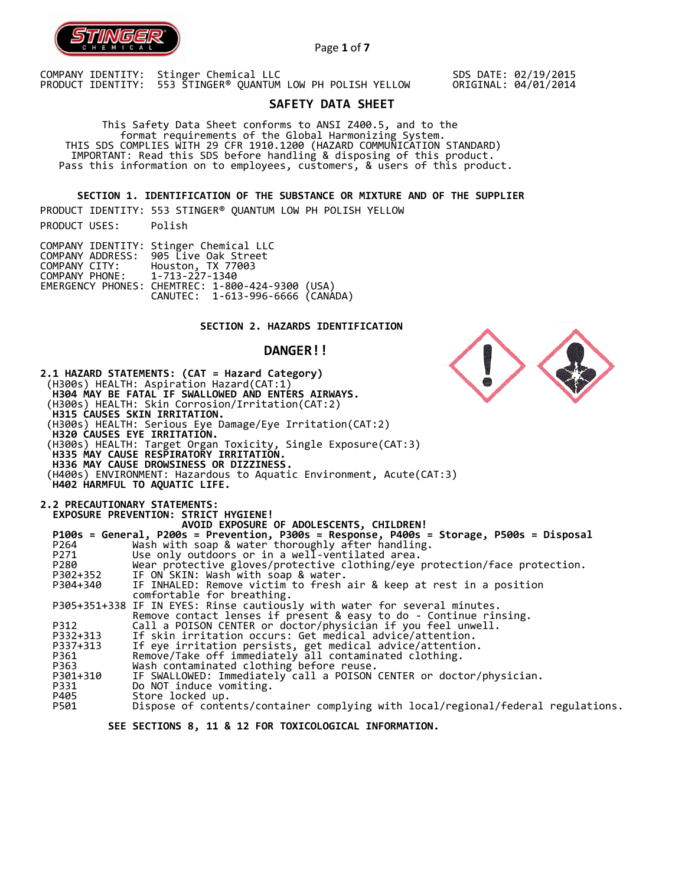COMPANY IDENTITY: Stinger Chemical LLC
PRODUCT IDENTITY: 553 STINGER® QUANTUM LOW PH POLISH YELLOW

SDS DATE: 02/19/2015
ORIGINAL: 04/01/2014

# SAFETY DATA SHEET

This Safety Data Sheet conforms to ANSI Z400.5, and to the format requirements of the Global Harmonizing System.
THIS SDS COMPLIES WITH 29 CFR 1910.1200 (HAZARD COMMUNICATION STANDARD)
IMPORTANT: Read this SDS before handling & disposing of this product.
Pass this information on to employees, customers, & users of this product.

## SECTION 1. IDENTIFICATION OF THE SUBSTANCE OR MIXTURE AND OF THE SUPPLIER

PRODUCT IDENTITY: 553 STINGER® QUANTUM LOW PH POLISH YELLOW

PRODUCT USES: Polish

COMPANY IDENTITY: Stinger Chemical LLC
COMPANY ADDRESS: 905 Live Oak Street
COMPANY CITY: Houston, TX 77003
COMPANY PHONE: 1-713-227-1340
EMERGENCY PHONES: CHEMTREC: 1-800-424-9300 (USA)
CANUTEC: 1-613-996-6666 (CANADA)

## SECTION 2. HAZARDS IDENTIFICATION

**DANGER!!**

**2.1 HAZARD STATEMENTS: (CAT = Hazard Category)**

(H300s) HEALTH: Aspiration Hazard(CAT:1)
**H304 MAY BE FATAL IF SWALLOWED AND ENTERS AIRWAYS.**
(H300s) HEALTH: Skin Corrosion/Irritation(CAT:2)
**H315 CAUSES SKIN IRRITATION.**
(H300s) HEALTH: Serious Eye Damage/Eye Irritation(CAT:2)
**H320 CAUSES EYE IRRITATION.**
(H300s) HEALTH: Target Organ Toxicity, Single Exposure(CAT:3)
**H335 MAY CAUSE RESPIRATORY IRRITATION.**
**H336 MAY CAUSE DROWSINESS OR DIZZINESS.**
(H400s) ENVIRONMENT: Hazardous to Aquatic Environment, Acute(CAT:3)
**H402 HARMFUL TO AQUATIC LIFE.**

**2.2 PRECAUTIONARY STATEMENTS:**

**EXPOSURE PREVENTION: STRICT HYGIENE!**
**AVOID EXPOSURE OF ADOLESCENTS, CHILDREN!**

**P100s = General, P200s = Prevention, P300s = Response, P400s = Storage, P500s = Disposal**

| Code | Statement |
|---|---|
| P264 | Wash with soap & water thoroughly after handling. |
| P271 | Use only outdoors or in a well-ventilated area. |
| P280 | Wear protective gloves/protective clothing/eye protection/face protection. |
| P302+352 | IF ON SKIN: Wash with soap & water. |
| P304+340 | IF INHALED: Remove victim to fresh air & keep at rest in a position comfortable for breathing. |
| P305+351+338 | IF IN EYES: Rinse cautiously with water for several minutes. Remove contact lenses if present & easy to do - Continue rinsing. |
| P312 | Call a POISON CENTER or doctor/physician if you feel unwell. |
| P332+313 | If skin irritation occurs: Get medical advice/attention. |
| P337+313 | If eye irritation persists, get medical advice/attention. |
| P361 | Remove/Take off immediately all contaminated clothing. |
| P363 | Wash contaminated clothing before reuse. |
| P301+310 | IF SWALLOWED: Immediately call a POISON CENTER or doctor/physician. |
| P331 | Do NOT induce vomiting. |
| P405 | Store locked up. |
| P501 | Dispose of contents/container complying with local/regional/federal regulations. |

**SEE SECTIONS 8, 11 & 12 FOR TOXICOLOGICAL INFORMATION.**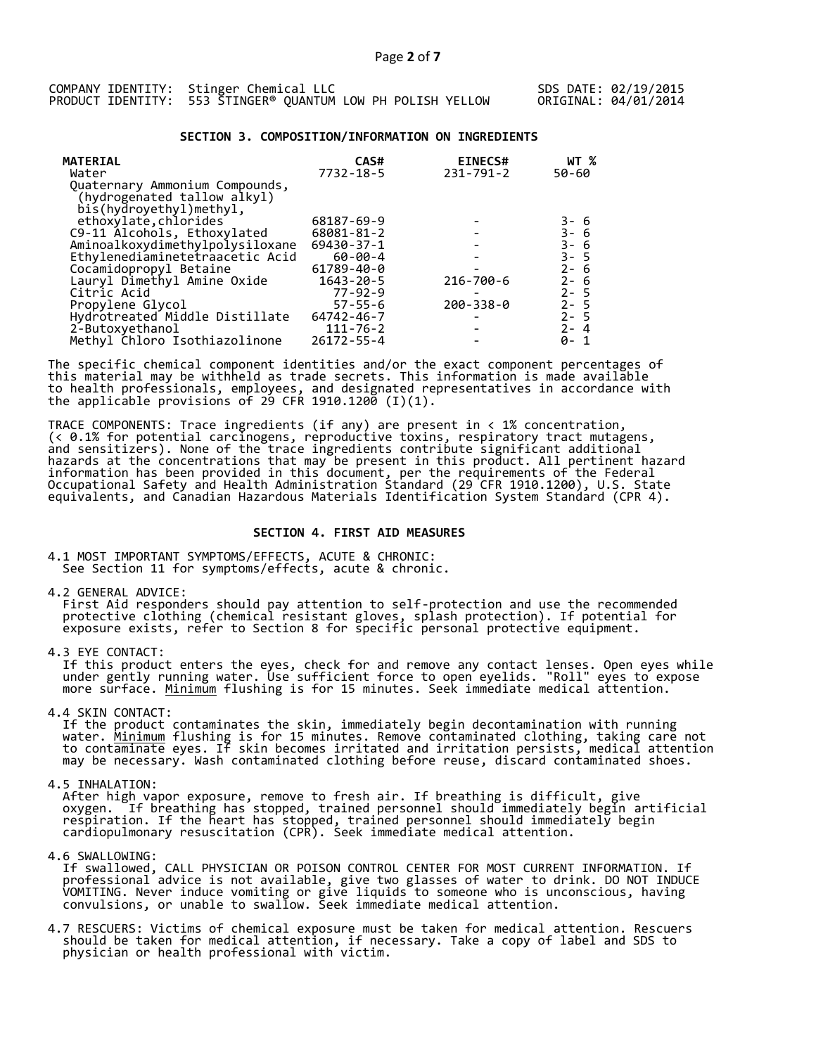COMPANY IDENTITY: Stinger Chemical LLC
PRODUCT IDENTITY: 553 STINGER® QUANTUM LOW PH POLISH YELLOW

SDS DATE: 02/19/2015
ORIGINAL: 04/01/2014

## SECTION 3. COMPOSITION/INFORMATION ON INGREDIENTS

| MATERIAL | CAS# | EINECS# | WT % |
|---|---|---|---|
| Water | 7732-18-5 | 231-791-2 | 50-60 |
| Quaternary Ammonium Compounds, (hydrogenated tallow alkyl) bis(hydroyethyl)methyl, ethoxylate,chlorides | 68187-69-9 | - | 3- 6 |
| C9-11 Alcohols, Ethoxylated | 68081-81-2 | - | 3- 6 |
| Aminoalkoxydimethylpolysiloxane | 69430-37-1 | - | 3- 6 |
| Ethylenediaminetetraacetic Acid | 60-00-4 | - | 3- 5 |
| Cocamidopropyl Betaine | 61789-40-0 | - | 2- 6 |
| Lauryl Dimethyl Amine Oxide | 1643-20-5 | 216-700-6 | 2- 6 |
| Citric Acid | 77-92-9 | - | 2- 5 |
| Propylene Glycol | 57-55-6 | 200-338-0 | 2- 5 |
| Hydrotreated Middle Distillate | 64742-46-7 | - | 2- 5 |
| 2-Butoxyethanol | 111-76-2 | - | 2- 4 |
| Methyl Chloro Isothiazolinone | 26172-55-4 | - | 0- 1 |

The specific chemical component identities and/or the exact component percentages of this material may be withheld as trade secrets. This information is made available to health professionals, employees, and designated representatives in accordance with the applicable provisions of 29 CFR 1910.1200 (I)(1).

TRACE COMPONENTS: Trace ingredients (if any) are present in < 1% concentration, (< 0.1% for potential carcinogens, reproductive toxins, respiratory tract mutagens, and sensitizers). None of the trace ingredients contribute significant additional hazards at the concentrations that may be present in this product. All pertinent hazard information has been provided in this document, per the requirements of the Federal Occupational Safety and Health Administration Standard (29 CFR 1910.1200), U.S. State equivalents, and Canadian Hazardous Materials Identification System Standard (CPR 4).

## SECTION 4. FIRST AID MEASURES

4.1 MOST IMPORTANT SYMPTOMS/EFFECTS, ACUTE & CHRONIC:
See Section 11 for symptoms/effects, acute & chronic.

4.2 GENERAL ADVICE:
First Aid responders should pay attention to self-protection and use the recommended protective clothing (chemical resistant gloves, splash protection). If potential for exposure exists, refer to Section 8 for specific personal protective equipment.

4.3 EYE CONTACT:
If this product enters the eyes, check for and remove any contact lenses. Open eyes while under gently running water. Use sufficient force to open eyelids. "Roll" eyes to expose more surface. Minimum flushing is for 15 minutes. Seek immediate medical attention.

4.4 SKIN CONTACT:
If the product contaminates the skin, immediately begin decontamination with running water. Minimum flushing is for 15 minutes. Remove contaminated clothing, taking care not to contaminate eyes. If skin becomes irritated and irritation persists, medical attention may be necessary. Wash contaminated clothing before reuse, discard contaminated shoes.

4.5 INHALATION:
After high vapor exposure, remove to fresh air. If breathing is difficult, give oxygen. If breathing has stopped, trained personnel should immediately begin artificial respiration. If the heart has stopped, trained personnel should immediately begin cardiopulmonary resuscitation (CPR). Seek immediate medical attention.

4.6 SWALLOWING:
If swallowed, CALL PHYSICIAN OR POISON CONTROL CENTER FOR MOST CURRENT INFORMATION. If professional advice is not available, give two glasses of water to drink. DO NOT INDUCE VOMITING. Never induce vomiting or give liquids to someone who is unconscious, having convulsions, or unable to swallow. Seek immediate medical attention.

4.7 RESCUERS: Victims of chemical exposure must be taken for medical attention. Rescuers should be taken for medical attention, if necessary. Take a copy of label and SDS to physician or health professional with victim.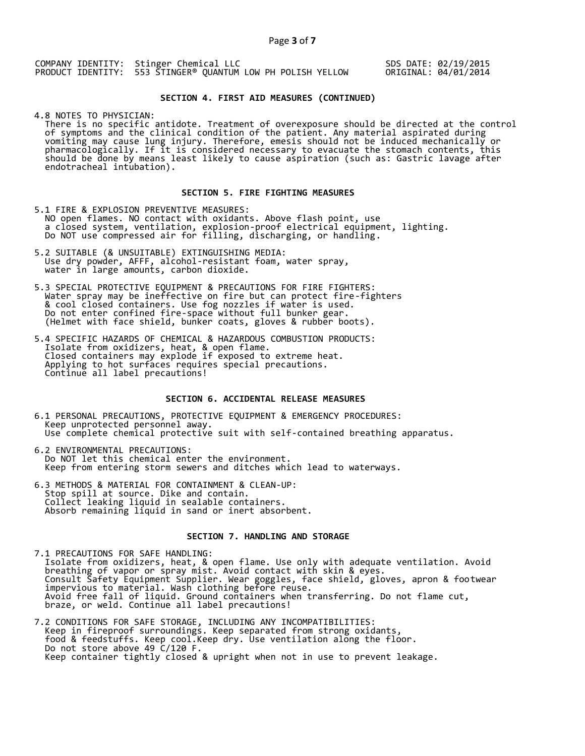COMPANY IDENTITY: Stinger Chemical LLC
PRODUCT IDENTITY: 553 STINGER® QUANTUM LOW PH POLISH YELLOW

SDS DATE: 02/19/2015
ORIGINAL: 04/01/2014

## SECTION 4. FIRST AID MEASURES (CONTINUED)

4.8 NOTES TO PHYSICIAN:
There is no specific antidote. Treatment of overexposure should be directed at the control of symptoms and the clinical condition of the patient. Any material aspirated during vomiting may cause lung injury. Therefore, emesis should not be induced mechanically or pharmacologically. If it is considered necessary to evacuate the stomach contents, this should be done by means least likely to cause aspiration (such as: Gastric lavage after endotracheal intubation).

## SECTION 5. FIRE FIGHTING MEASURES

5.1 FIRE & EXPLOSION PREVENTIVE MEASURES:
NO open flames. NO contact with oxidants. Above flash point, use a closed system, ventilation, explosion-proof electrical equipment, lighting. Do NOT use compressed air for filling, discharging, or handling.

5.2 SUITABLE (& UNSUITABLE) EXTINGUISHING MEDIA:
Use dry powder, AFFF, alcohol-resistant foam, water spray, water in large amounts, carbon dioxide.

5.3 SPECIAL PROTECTIVE EQUIPMENT & PRECAUTIONS FOR FIRE FIGHTERS:
Water spray may be ineffective on fire but can protect fire-fighters & cool closed containers. Use fog nozzles if water is used. Do not enter confined fire-space without full bunker gear. (Helmet with face shield, bunker coats, gloves & rubber boots).

5.4 SPECIFIC HAZARDS OF CHEMICAL & HAZARDOUS COMBUSTION PRODUCTS:
Isolate from oxidizers, heat, & open flame. Closed containers may explode if exposed to extreme heat. Applying to hot surfaces requires special precautions. Continue all label precautions!

## SECTION 6. ACCIDENTAL RELEASE MEASURES

6.1 PERSONAL PRECAUTIONS, PROTECTIVE EQUIPMENT & EMERGENCY PROCEDURES:
Keep unprotected personnel away. Use complete chemical protective suit with self-contained breathing apparatus.

6.2 ENVIRONMENTAL PRECAUTIONS:
Do NOT let this chemical enter the environment. Keep from entering storm sewers and ditches which lead to waterways.

6.3 METHODS & MATERIAL FOR CONTAINMENT & CLEAN-UP:
Stop spill at source. Dike and contain. Collect leaking liquid in sealable containers. Absorb remaining liquid in sand or inert absorbent.

## SECTION 7. HANDLING AND STORAGE

7.1 PRECAUTIONS FOR SAFE HANDLING:
Isolate from oxidizers, heat, & open flame. Use only with adequate ventilation. Avoid breathing of vapor or spray mist. Avoid contact with skin & eyes. Consult Safety Equipment Supplier. Wear goggles, face shield, gloves, apron & footwear impervious to material. Wash clothing before reuse. Avoid free fall of liquid. Ground containers when transferring. Do not flame cut, braze, or weld. Continue all label precautions!

7.2 CONDITIONS FOR SAFE STORAGE, INCLUDING ANY INCOMPATIBILITIES:
Keep in fireproof surroundings. Keep separated from strong oxidants, food & feedstuffs. Keep cool.Keep dry. Use ventilation along the floor. Do not store above 49 C/120 F. Keep container tightly closed & upright when not in use to prevent leakage.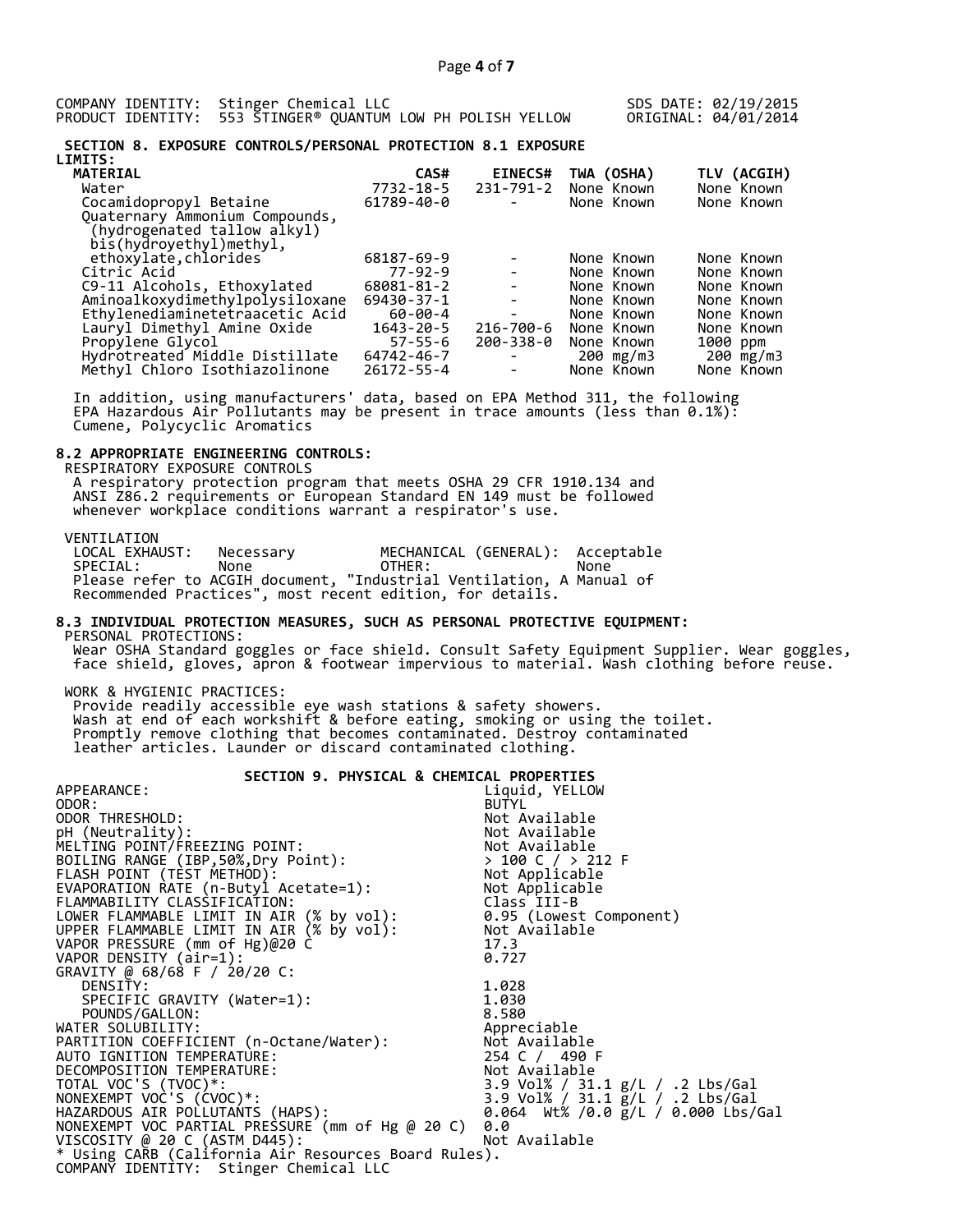COMPANY IDENTITY: Stinger Chemical LLC
PRODUCT IDENTITY: 553 STINGER® QUANTUM LOW PH POLISH YELLOW

SDS DATE: 02/19/2015
ORIGINAL: 04/01/2014

## SECTION 8. EXPOSURE CONTROLS/PERSONAL PROTECTION 8.1 EXPOSURE LIMITS:

| MATERIAL | CAS# | EINECS# | TWA (OSHA) | TLV (ACGIH) |
|---|---|---|---|---|
| Water | 7732-18-5 | 231-791-2 | None Known | None Known |
| Cocamidopropyl Betaine | 61789-40-0 | - | None Known | None Known |
| Quaternary Ammonium Compounds, (hydrogenated tallow alkyl) bis(hydroyethyl)methyl, ethoxylate,chlorides | 68187-69-9 | - | None Known | None Known |
| Citric Acid | 77-92-9 | - | None Known | None Known |
| C9-11 Alcohols, Ethoxylated | 68081-81-2 | - | None Known | None Known |
| Aminoalkoxydimethylpolysiloxane | 69430-37-1 | - | None Known | None Known |
| Ethylenediaminetetraacetic Acid | 60-00-4 | - | None Known | None Known |
| Lauryl Dimethyl Amine Oxide | 1643-20-5 | 216-700-6 | None Known | None Known |
| Propylene Glycol | 57-55-6 | 200-338-0 | None Known | 1000 ppm |
| Hydrotreated Middle Distillate | 64742-46-7 | - | 200 mg/m3 | 200 mg/m3 |
| Methyl Chloro Isothiazolinone | 26172-55-4 | - | None Known | None Known |

In addition, using manufacturers' data, based on EPA Method 311, the following EPA Hazardous Air Pollutants may be present in trace amounts (less than 0.1%): Cumene, Polycyclic Aromatics

### 8.2 APPROPRIATE ENGINEERING CONTROLS:

RESPIRATORY EXPOSURE CONTROLS

A respiratory protection program that meets OSHA 29 CFR 1910.134 and ANSI Z86.2 requirements or European Standard EN 149 must be followed whenever workplace conditions warrant a respirator's use.

VENTILATION

LOCAL EXHAUST: Necessary MECHANICAL (GENERAL): Acceptable
SPECIAL: None OTHER: None

Please refer to ACGIH document, "Industrial Ventilation, A Manual of Recommended Practices", most recent edition, for details.

### 8.3 INDIVIDUAL PROTECTION MEASURES, SUCH AS PERSONAL PROTECTIVE EQUIPMENT:

PERSONAL PROTECTIONS:

Wear OSHA Standard goggles or face shield. Consult Safety Equipment Supplier. Wear goggles, face shield, gloves, apron & footwear impervious to material. Wash clothing before reuse.

WORK & HYGIENIC PRACTICES:

Provide readily accessible eye wash stations & safety showers. Wash at end of each workshift & before eating, smoking or using the toilet. Promptly remove clothing that becomes contaminated. Destroy contaminated leather articles. Launder or discard contaminated clothing.

## SECTION 9. PHYSICAL & CHEMICAL PROPERTIES

| | |
|---|---|
| APPEARANCE: | Liquid, YELLOW |
| ODOR: | BUTYL |
| ODOR THRESHOLD: | Not Available |
| pH (Neutrality): | Not Available |
| MELTING POINT/FREEZING POINT: | Not Available |
| BOILING RANGE (IBP,50%,Dry Point): | > 100 C / > 212 F |
| FLASH POINT (TEST METHOD): | Not Applicable |
| EVAPORATION RATE (n-Butyl Acetate=1): | Not Applicable |
| FLAMMABILITY CLASSIFICATION: | Class III-B |
| LOWER FLAMMABLE LIMIT IN AIR (% by vol): | 0.95 (Lowest Component) |
| UPPER FLAMMABLE LIMIT IN AIR (% by vol): | Not Available |
| VAPOR PRESSURE (mm of Hg)@20 C | 17.3 |
| VAPOR DENSITY (air=1): | 0.727 |
| GRAVITY @ 68/68 F / 20/20 C: | |
| DENSITY: | 1.028 |
| SPECIFIC GRAVITY (Water=1): | 1.030 |
| POUNDS/GALLON: | 8.580 |
| WATER SOLUBILITY: | Appreciable |
| PARTITION COEFFICIENT (n-Octane/Water): | Not Available |
| AUTO IGNITION TEMPERATURE: | 254 C / 490 F |
| DECOMPOSITION TEMPERATURE: | Not Available |
| TOTAL VOC'S (TVOC)*: | 3.9 Vol% / 31.1 g/L / .2 Lbs/Gal |
| NONEXEMPT VOC'S (CVOC)*: | 3.9 Vol% / 31.1 g/L / .2 Lbs/Gal |
| HAZARDOUS AIR POLLUTANTS (HAPS): | 0.064 Wt% /0.0 g/L / 0.000 Lbs/Gal |
| NONEXEMPT VOC PARTIAL PRESSURE (mm of Hg @ 20 C) | 0.0 |
| VISCOSITY @ 20 C (ASTM D445): | Not Available |

* Using CARB (California Air Resources Board Rules).

COMPANY IDENTITY: Stinger Chemical LLC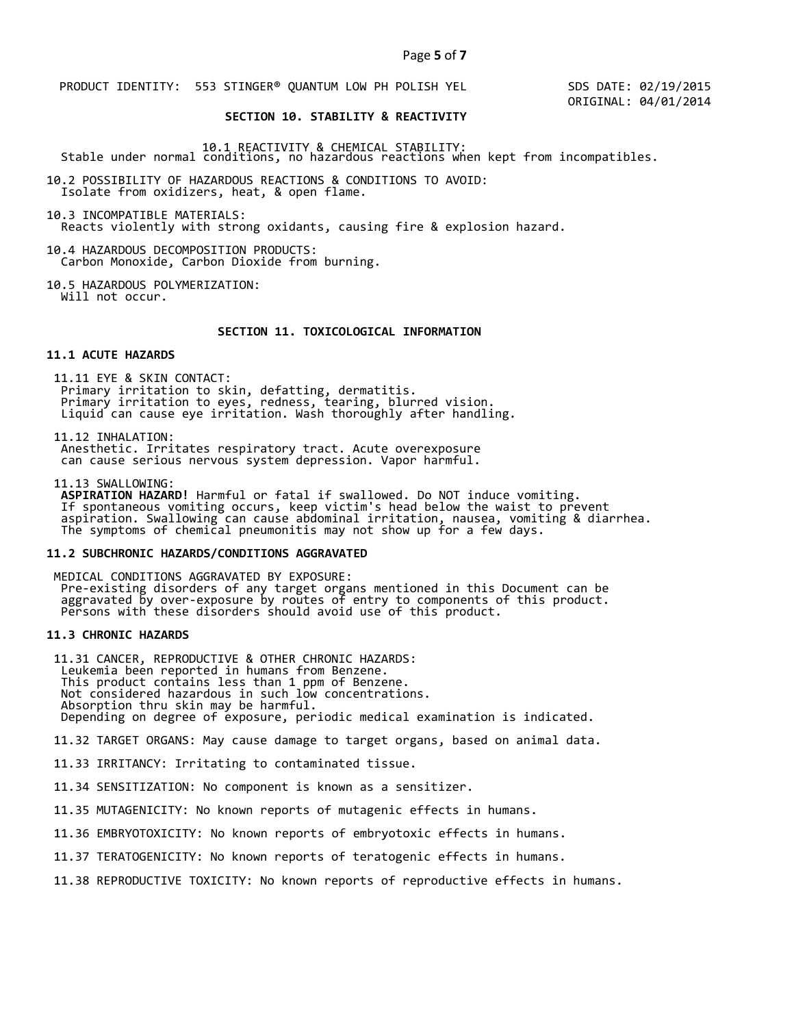PRODUCT IDENTITY: 553 STINGER® QUANTUM LOW PH POLISH YEL

SDS DATE: 02/19/2015
ORIGINAL: 04/01/2014

## SECTION 10. STABILITY & REACTIVITY

10.1 REACTIVITY & CHEMICAL STABILITY:
Stable under normal conditions, no hazardous reactions when kept from incompatibles.

10.2 POSSIBILITY OF HAZARDOUS REACTIONS & CONDITIONS TO AVOID:
Isolate from oxidizers, heat, & open flame.

10.3 INCOMPATIBLE MATERIALS:
Reacts violently with strong oxidants, causing fire & explosion hazard.

10.4 HAZARDOUS DECOMPOSITION PRODUCTS:
Carbon Monoxide, Carbon Dioxide from burning.

10.5 HAZARDOUS POLYMERIZATION:
Will not occur.

## SECTION 11. TOXICOLOGICAL INFORMATION

### 11.1 ACUTE HAZARDS

11.11 EYE & SKIN CONTACT:
Primary irritation to skin, defatting, dermatitis.
Primary irritation to eyes, redness, tearing, blurred vision.
Liquid can cause eye irritation. Wash thoroughly after handling.

11.12 INHALATION:
Anesthetic. Irritates respiratory tract. Acute overexposure
can cause serious nervous system depression. Vapor harmful.

11.13 SWALLOWING:
**ASPIRATION HAZARD!** Harmful or fatal if swallowed. Do NOT induce vomiting.
If spontaneous vomiting occurs, keep victim's head below the waist to prevent
aspiration. Swallowing can cause abdominal irritation, nausea, vomiting & diarrhea.
The symptoms of chemical pneumonitis may not show up for a few days.

### 11.2 SUBCHRONIC HAZARDS/CONDITIONS AGGRAVATED

MEDICAL CONDITIONS AGGRAVATED BY EXPOSURE:
Pre-existing disorders of any target organs mentioned in this Document can be
aggravated by over-exposure by routes of entry to components of this product.
Persons with these disorders should avoid use of this product.

### 11.3 CHRONIC HAZARDS

11.31 CANCER, REPRODUCTIVE & OTHER CHRONIC HAZARDS:
Leukemia been reported in humans from Benzene.
This product contains less than 1 ppm of Benzene.
Not considered hazardous in such low concentrations.
Absorption thru skin may be harmful.
Depending on degree of exposure, periodic medical examination is indicated.

11.32 TARGET ORGANS: May cause damage to target organs, based on animal data.

11.33 IRRITANCY: Irritating to contaminated tissue.

11.34 SENSITIZATION: No component is known as a sensitizer.

11.35 MUTAGENICITY: No known reports of mutagenic effects in humans.

11.36 EMBRYOTOXICITY: No known reports of embryotoxic effects in humans.

11.37 TERATOGENICITY: No known reports of teratogenic effects in humans.

11.38 REPRODUCTIVE TOXICITY: No known reports of reproductive effects in humans.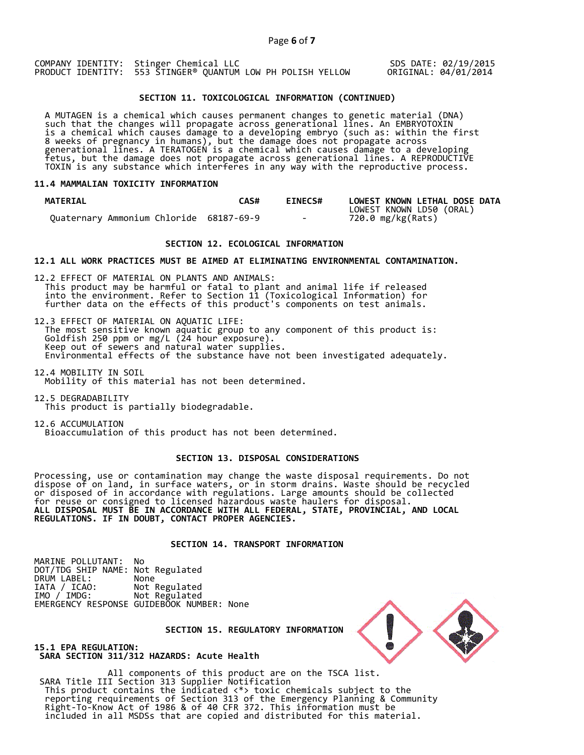COMPANY IDENTITY: Stinger Chemical LLC
PRODUCT IDENTITY: 553 STINGER® QUANTUM LOW PH POLISH YELLOW

SDS DATE: 02/19/2015
ORIGINAL: 04/01/2014

## SECTION 11. TOXICOLOGICAL INFORMATION (CONTINUED)

A MUTAGEN is a chemical which causes permanent changes to genetic material (DNA) such that the changes will propagate across generational lines. An EMBRYOTOXIN is a chemical which causes damage to a developing embryo (such as: within the first 8 weeks of pregnancy in humans), but the damage does not propagate across generational lines. A TERATOGEN is a chemical which causes damage to a developing fetus, but the damage does not propagate across generational lines. A REPRODUCTIVE TOXIN is any substance which interferes in any way with the reproductive process.

### 11.4 MAMMALIAN TOXICITY INFORMATION

| MATERIAL | CAS# | EINECS# | LOWEST KNOWN LETHAL DOSE DATA LOWEST KNOWN LD50 (ORAL) |
|---|---|---|---|
| Quaternary Ammonium Chloride | 68187-69-9 | - | 720.0 mg/kg(Rats) |

## SECTION 12. ECOLOGICAL INFORMATION

### 12.1 ALL WORK PRACTICES MUST BE AIMED AT ELIMINATING ENVIRONMENTAL CONTAMINATION.

12.2 EFFECT OF MATERIAL ON PLANTS AND ANIMALS:
This product may be harmful or fatal to plant and animal life if released into the environment. Refer to Section 11 (Toxicological Information) for further data on the effects of this product's components on test animals.

12.3 EFFECT OF MATERIAL ON AQUATIC LIFE:
The most sensitive known aquatic group to any component of this product is:
Goldfish 250 ppm or mg/L (24 hour exposure).
Keep out of sewers and natural water supplies.
Environmental effects of the substance have not been investigated adequately.

12.4 MOBILITY IN SOIL
Mobility of this material has not been determined.

12.5 DEGRADABILITY
This product is partially biodegradable.

12.6 ACCUMULATION
Bioaccumulation of this product has not been determined.

## SECTION 13. DISPOSAL CONSIDERATIONS

Processing, use or contamination may change the waste disposal requirements. Do not dispose of on land, in surface waters, or in storm drains. Waste should be recycled or disposed of in accordance with regulations. Large amounts should be collected for reuse or consigned to licensed hazardous waste haulers for disposal.
**ALL DISPOSAL MUST BE IN ACCORDANCE WITH ALL FEDERAL, STATE, PROVINCIAL, AND LOCAL REGULATIONS. IF IN DOUBT, CONTACT PROPER AGENCIES.**

## SECTION 14. TRANSPORT INFORMATION

MARINE POLLUTANT: No
DOT/TDG SHIP NAME: Not Regulated
DRUM LABEL: None
IATA / ICAO: Not Regulated
IMO / IMDG: Not Regulated
EMERGENCY RESPONSE GUIDEBOOK NUMBER: None

## SECTION 15. REGULATORY INFORMATION

### 15.1 EPA REGULATION:
**SARA SECTION 311/312 HAZARDS: Acute Health**

All components of this product are on the TSCA list.
SARA Title III Section 313 Supplier Notification
This product contains the indicated <*> toxic chemicals subject to the reporting requirements of Section 313 of the Emergency Planning & Community Right-To-Know Act of 1986 & of 40 CFR 372. This information must be included in all MSDSs that are copied and distributed for this material.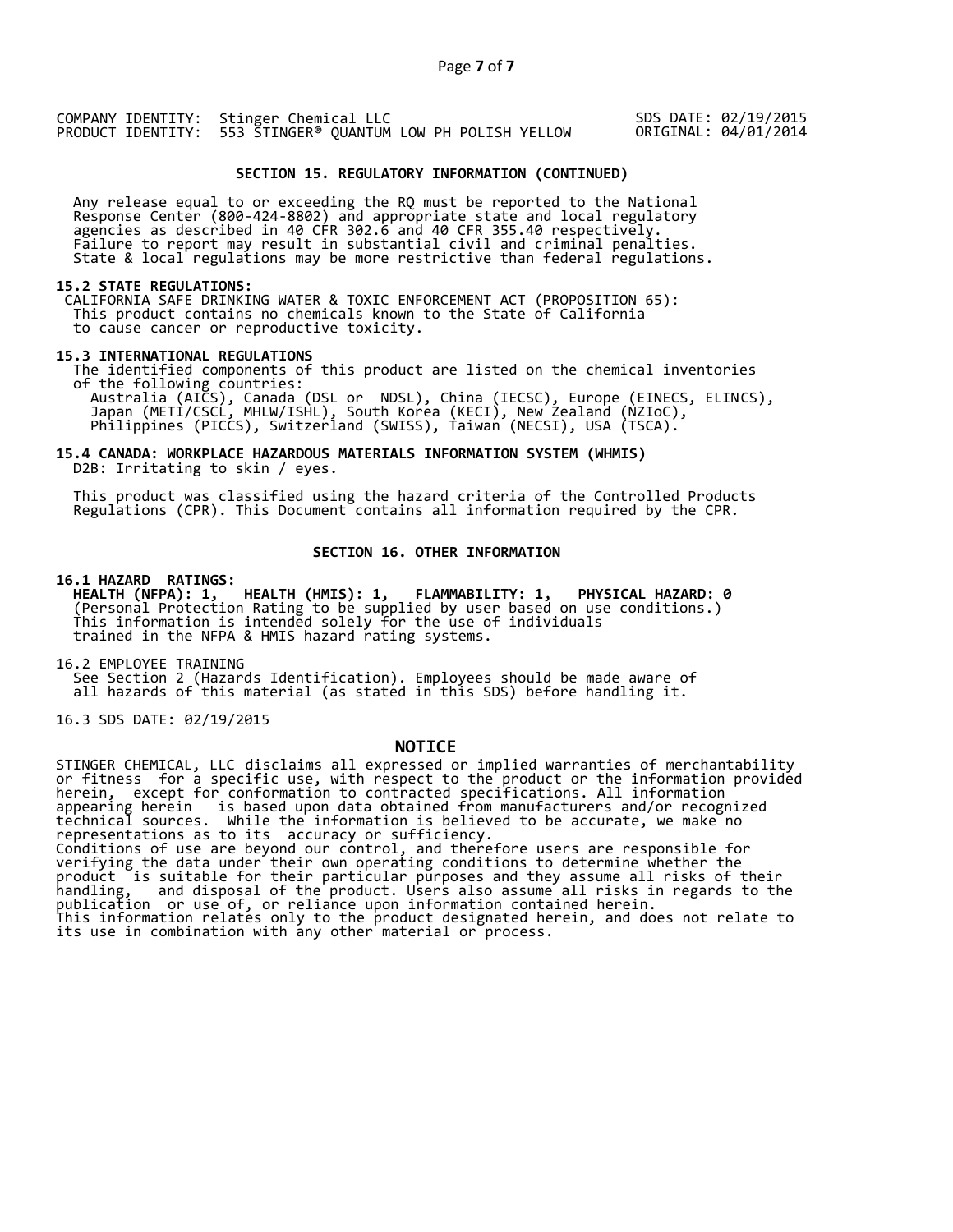COMPANY IDENTITY: Stinger Chemical LLC
PRODUCT IDENTITY: 553 STINGER® QUANTUM LOW PH POLISH YELLOW

SDS DATE: 02/19/2015
ORIGINAL: 04/01/2014

## SECTION 15. REGULATORY INFORMATION (CONTINUED)

Any release equal to or exceeding the RQ must be reported to the National Response Center (800-424-8802) and appropriate state and local regulatory agencies as described in 40 CFR 302.6 and 40 CFR 355.40 respectively. Failure to report may result in substantial civil and criminal penalties. State & local regulations may be more restrictive than federal regulations.

**15.2 STATE REGULATIONS:**

CALIFORNIA SAFE DRINKING WATER & TOXIC ENFORCEMENT ACT (PROPOSITION 65):
This product contains no chemicals known to the State of California to cause cancer or reproductive toxicity.

**15.3 INTERNATIONAL REGULATIONS**

The identified components of this product are listed on the chemical inventories of the following countries:
Australia (AICS), Canada (DSL or NDSL), China (IECSC), Europe (EINECS, ELINCS), Japan (METI/CSCL, MHLW/ISHL), South Korea (KECI), New Zealand (NZIoC), Philippines (PICCS), Switzerland (SWISS), Taiwan (NECSI), USA (TSCA).

**15.4 CANADA: WORKPLACE HAZARDOUS MATERIALS INFORMATION SYSTEM (WHMIS)**

D2B: Irritating to skin / eyes.

This product was classified using the hazard criteria of the Controlled Products Regulations (CPR). This Document contains all information required by the CPR.

## SECTION 16. OTHER INFORMATION

**16.1 HAZARD RATINGS:**

**HEALTH (NFPA): 1, HEALTH (HMIS): 1, FLAMMABILITY: 1, PHYSICAL HAZARD: 0**
(Personal Protection Rating to be supplied by user based on use conditions.)
This information is intended solely for the use of individuals trained in the NFPA & HMIS hazard rating systems.

16.2 EMPLOYEE TRAINING

See Section 2 (Hazards Identification). Employees should be made aware of all hazards of this material (as stated in this SDS) before handling it.

16.3 SDS DATE: 02/19/2015

## NOTICE

STINGER CHEMICAL, LLC disclaims all expressed or implied warranties of merchantability or fitness for a specific use, with respect to the product or the information provided herein, except for conformation to contracted specifications. All information appearing herein is based upon data obtained from manufacturers and/or recognized technical sources. While the information is believed to be accurate, we make no representations as to its accuracy or sufficiency.
Conditions of use are beyond our control, and therefore users are responsible for verifying the data under their own operating conditions to determine whether the product is suitable for their particular purposes and they assume all risks of their handling, and disposal of the product. Users also assume all risks in regards to the publication or use of, or reliance upon information contained herein.
This information relates only to the product designated herein, and does not relate to its use in combination with any other material or process.